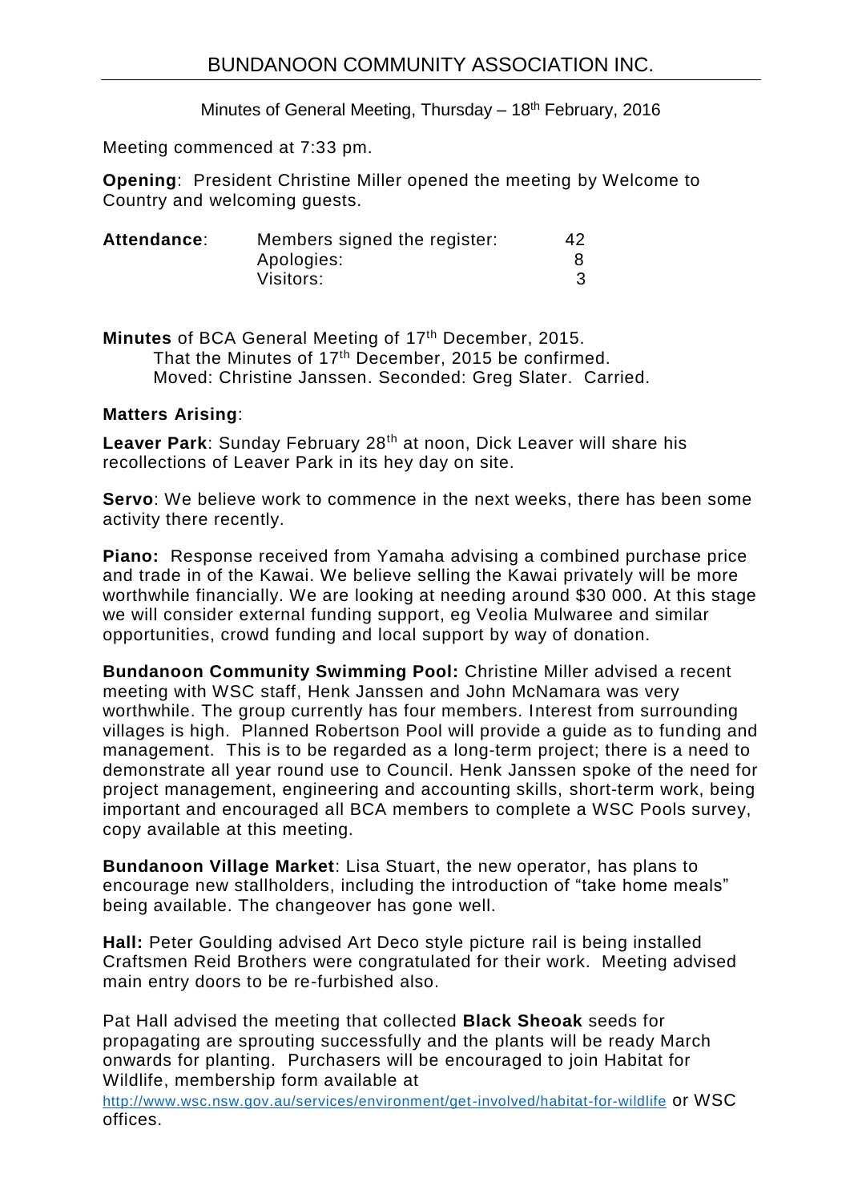# BUNDANOON COMMUNITY ASSOCIATION INC.

Minutes of General Meeting, Thursday – 18th February, 2016

Meeting commenced at 7:33 pm.

**Opening**: President Christine Miller opened the meeting by Welcome to Country and welcoming guests.

| **Attendance**: | Members signed the register: | 42 |
|---|---|---|
| | Apologies: | 8 |
| | Visitors: | 3 |

**Minutes** of BCA General Meeting of 17th December, 2015.
That the Minutes of 17th December, 2015 be confirmed.
Moved: Christine Janssen. Seconded: Greg Slater. Carried.

**Matters Arising**:

**Leaver Park**: Sunday February 28th at noon, Dick Leaver will share his recollections of Leaver Park in its hey day on site.

**Servo**: We believe work to commence in the next weeks, there has been some activity there recently.

**Piano:** Response received from Yamaha advising a combined purchase price and trade in of the Kawai. We believe selling the Kawai privately will be more worthwhile financially. We are looking at needing around $30 000. At this stage we will consider external funding support, eg Veolia Mulwaree and similar opportunities, crowd funding and local support by way of donation.

**Bundanoon Community Swimming Pool:** Christine Miller advised a recent meeting with WSC staff, Henk Janssen and John McNamara was very worthwhile. The group currently has four members. Interest from surrounding villages is high. Planned Robertson Pool will provide a guide as to funding and management. This is to be regarded as a long-term project; there is a need to demonstrate all year round use to Council. Henk Janssen spoke of the need for project management, engineering and accounting skills, short-term work, being important and encouraged all BCA members to complete a WSC Pools survey, copy available at this meeting.

**Bundanoon Village Market**: Lisa Stuart, the new operator, has plans to encourage new stallholders, including the introduction of "take home meals" being available. The changeover has gone well.

**Hall:** Peter Goulding advised Art Deco style picture rail is being installed Craftsmen Reid Brothers were congratulated for their work. Meeting advised main entry doors to be re-furbished also.

Pat Hall advised the meeting that collected **Black Sheoak** seeds for propagating are sprouting successfully and the plants will be ready March onwards for planting. Purchasers will be encouraged to join Habitat for Wildlife, membership form available at http://www.wsc.nsw.gov.au/services/environment/get-involved/habitat-for-wildlife or WSC offices.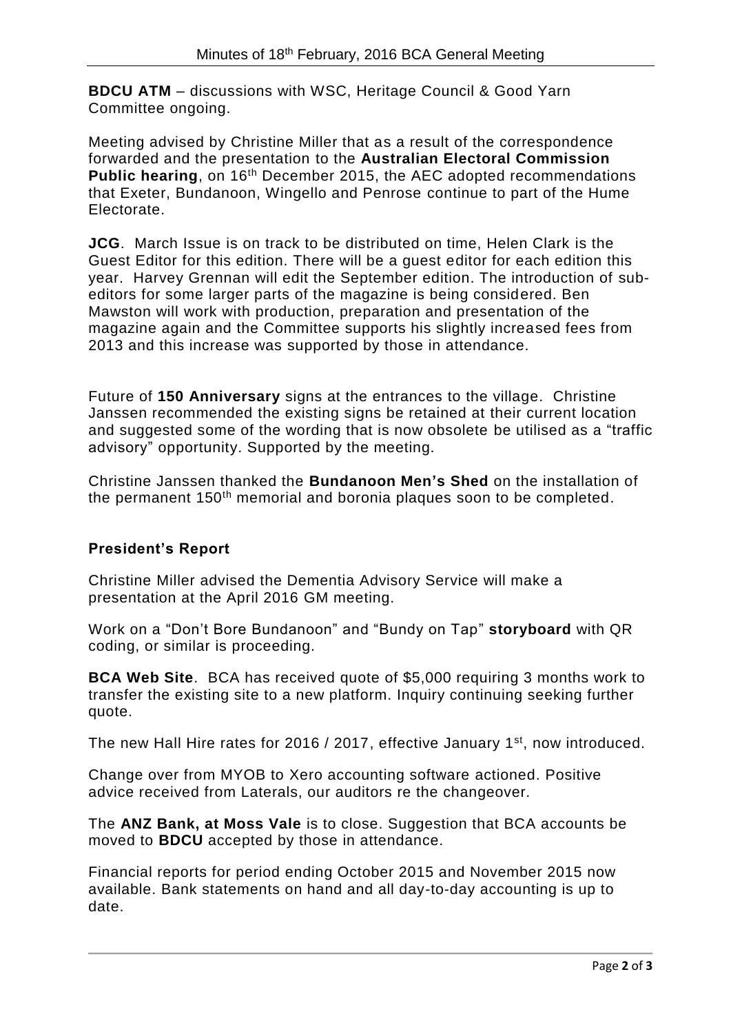**BDCU ATM** – discussions with WSC, Heritage Council & Good Yarn Committee ongoing.

Meeting advised by Christine Miller that as a result of the correspondence forwarded and the presentation to the **Australian Electoral Commission Public hearing**, on 16th December 2015, the AEC adopted recommendations that Exeter, Bundanoon, Wingello and Penrose continue to part of the Hume Electorate.

**JCG**. March Issue is on track to be distributed on time, Helen Clark is the Guest Editor for this edition. There will be a guest editor for each edition this year. Harvey Grennan will edit the September edition. The introduction of sub-editors for some larger parts of the magazine is being considered. Ben Mawston will work with production, preparation and presentation of the magazine again and the Committee supports his slightly increased fees from 2013 and this increase was supported by those in attendance.

Future of **150 Anniversary** signs at the entrances to the village. Christine Janssen recommended the existing signs be retained at their current location and suggested some of the wording that is now obsolete be utilised as a "traffic advisory" opportunity. Supported by the meeting.

Christine Janssen thanked the **Bundanoon Men's Shed** on the installation of the permanent 150th memorial and boronia plaques soon to be completed.

## President's Report

Christine Miller advised the Dementia Advisory Service will make a presentation at the April 2016 GM meeting.

Work on a "Don't Bore Bundanoon" and "Bundy on Tap" **storyboard** with QR coding, or similar is proceeding.

**BCA Web Site**. BCA has received quote of $5,000 requiring 3 months work to transfer the existing site to a new platform. Inquiry continuing seeking further quote.

The new Hall Hire rates for 2016 / 2017, effective January 1st, now introduced.

Change over from MYOB to Xero accounting software actioned. Positive advice received from Laterals, our auditors re the changeover.

The **ANZ Bank, at Moss Vale** is to close. Suggestion that BCA accounts be moved to **BDCU** accepted by those in attendance.

Financial reports for period ending October 2015 and November 2015 now available. Bank statements on hand and all day-to-day accounting is up to date.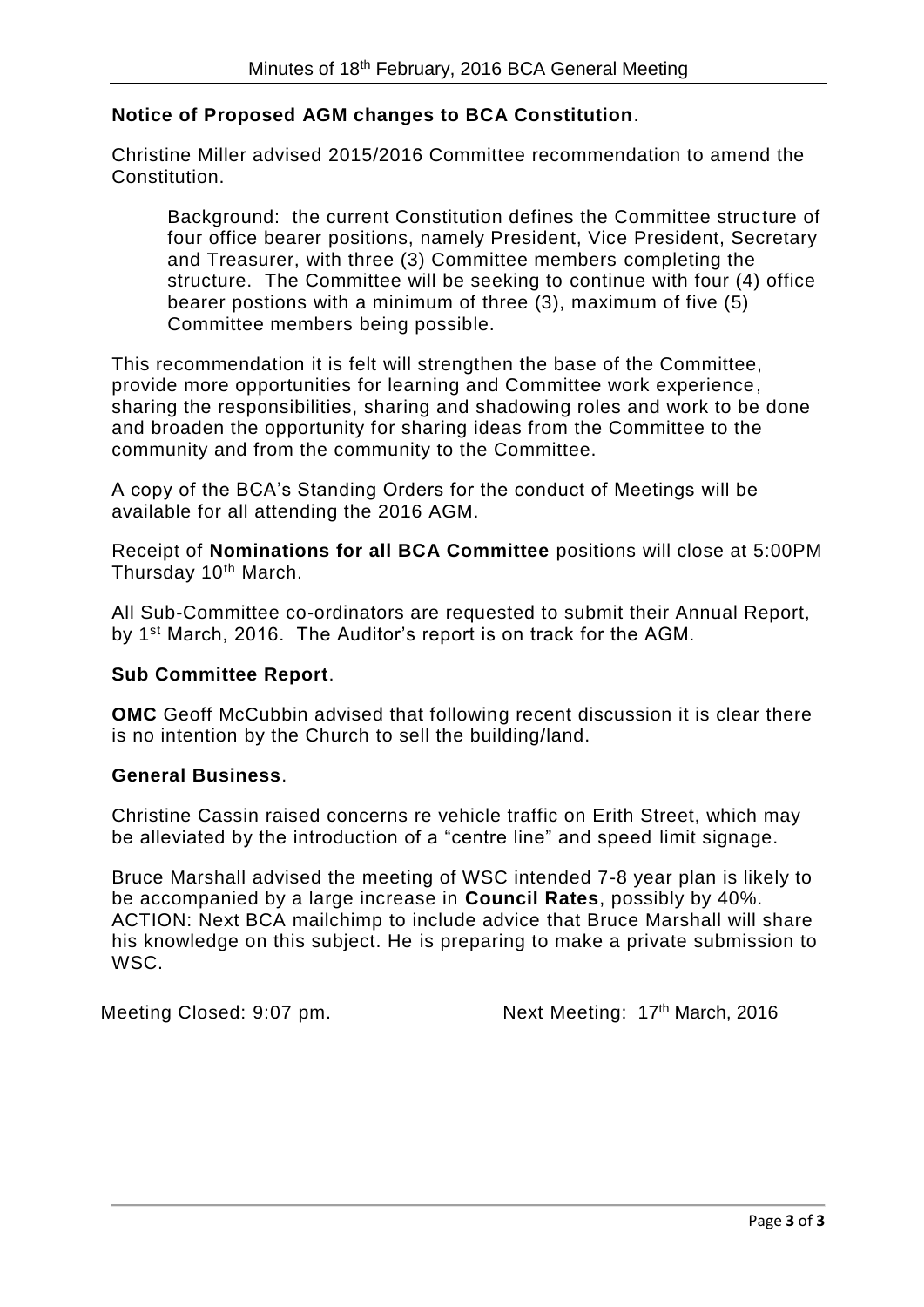**Notice of Proposed AGM changes to BCA Constitution**.

Christine Miller advised 2015/2016 Committee recommendation to amend the Constitution.

> Background: the current Constitution defines the Committee structure of four office bearer positions, namely President, Vice President, Secretary and Treasurer, with three (3) Committee members completing the structure. The Committee will be seeking to continue with four (4) office bearer postions with a minimum of three (3), maximum of five (5) Committee members being possible.

This recommendation it is felt will strengthen the base of the Committee, provide more opportunities for learning and Committee work experience, sharing the responsibilities, sharing and shadowing roles and work to be done and broaden the opportunity for sharing ideas from the Committee to the community and from the community to the Committee.

A copy of the BCA's Standing Orders for the conduct of Meetings will be available for all attending the 2016 AGM.

Receipt of **Nominations for all BCA Committee** positions will close at 5:00PM Thursday 10th March.

All Sub-Committee co-ordinators are requested to submit their Annual Report, by 1st March, 2016. The Auditor's report is on track for the AGM.

**Sub Committee Report**.

**OMC** Geoff McCubbin advised that following recent discussion it is clear there is no intention by the Church to sell the building/land.

**General Business**.

Christine Cassin raised concerns re vehicle traffic on Erith Street, which may be alleviated by the introduction of a "centre line" and speed limit signage.

Bruce Marshall advised the meeting of WSC intended 7-8 year plan is likely to be accompanied by a large increase in **Council Rates**, possibly by 40%. ACTION: Next BCA mailchimp to include advice that Bruce Marshall will share his knowledge on this subject. He is preparing to make a private submission to WSC.

Meeting Closed: 9:07 pm. Next Meeting: 17th March, 2016